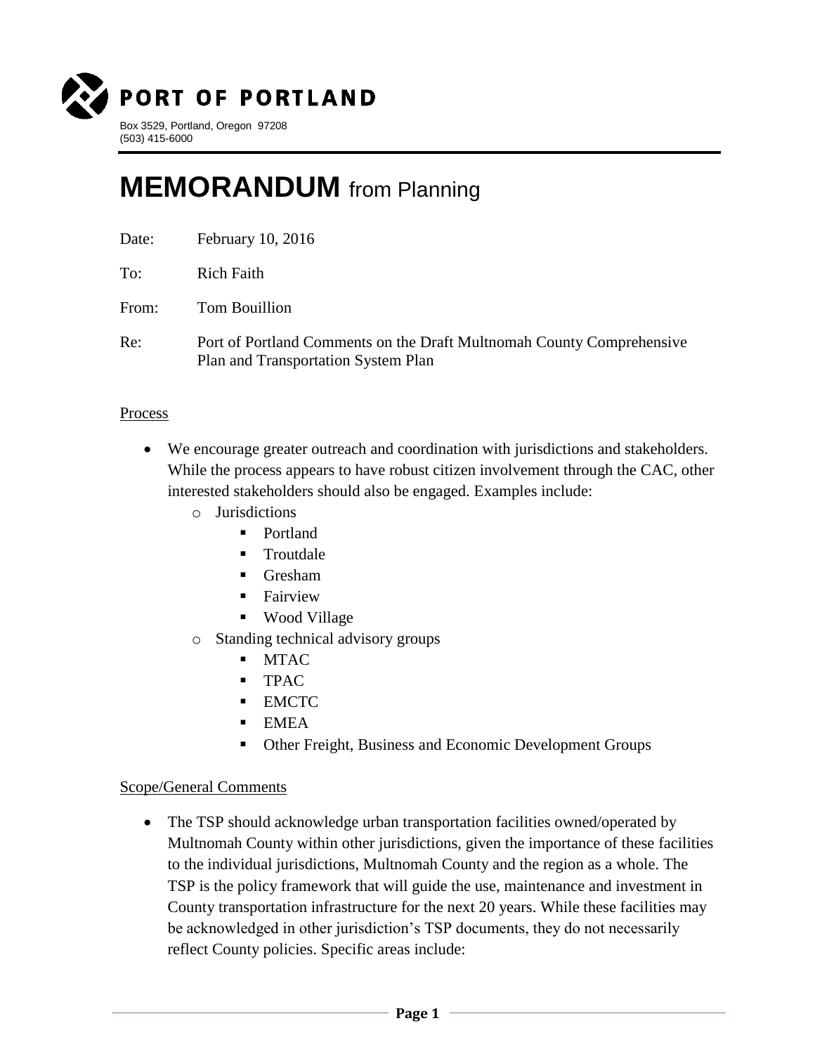PORT OF PORTLAND

Box 3529, Portland, Oregon 97208
(503) 415-6000

# MEMORANDUM from Planning

Date: February 10, 2016

To: Rich Faith

From: Tom Bouillion

Re: Port of Portland Comments on the Draft Multnomah County Comprehensive Plan and Transportation System Plan

## Process

- We encourage greater outreach and coordination with jurisdictions and stakeholders. While the process appears to have robust citizen involvement through the CAC, other interested stakeholders should also be engaged. Examples include:
  - Jurisdictions
    - Portland
    - Troutdale
    - Gresham
    - Fairview
    - Wood Village
  - Standing technical advisory groups
    - MTAC
    - TPAC
    - EMCTC
    - EMEA
    - Other Freight, Business and Economic Development Groups

## Scope/General Comments

- The TSP should acknowledge urban transportation facilities owned/operated by Multnomah County within other jurisdictions, given the importance of these facilities to the individual jurisdictions, Multnomah County and the region as a whole. The TSP is the policy framework that will guide the use, maintenance and investment in County transportation infrastructure for the next 20 years. While these facilities may be acknowledged in other jurisdiction's TSP documents, they do not necessarily reflect County policies. Specific areas include: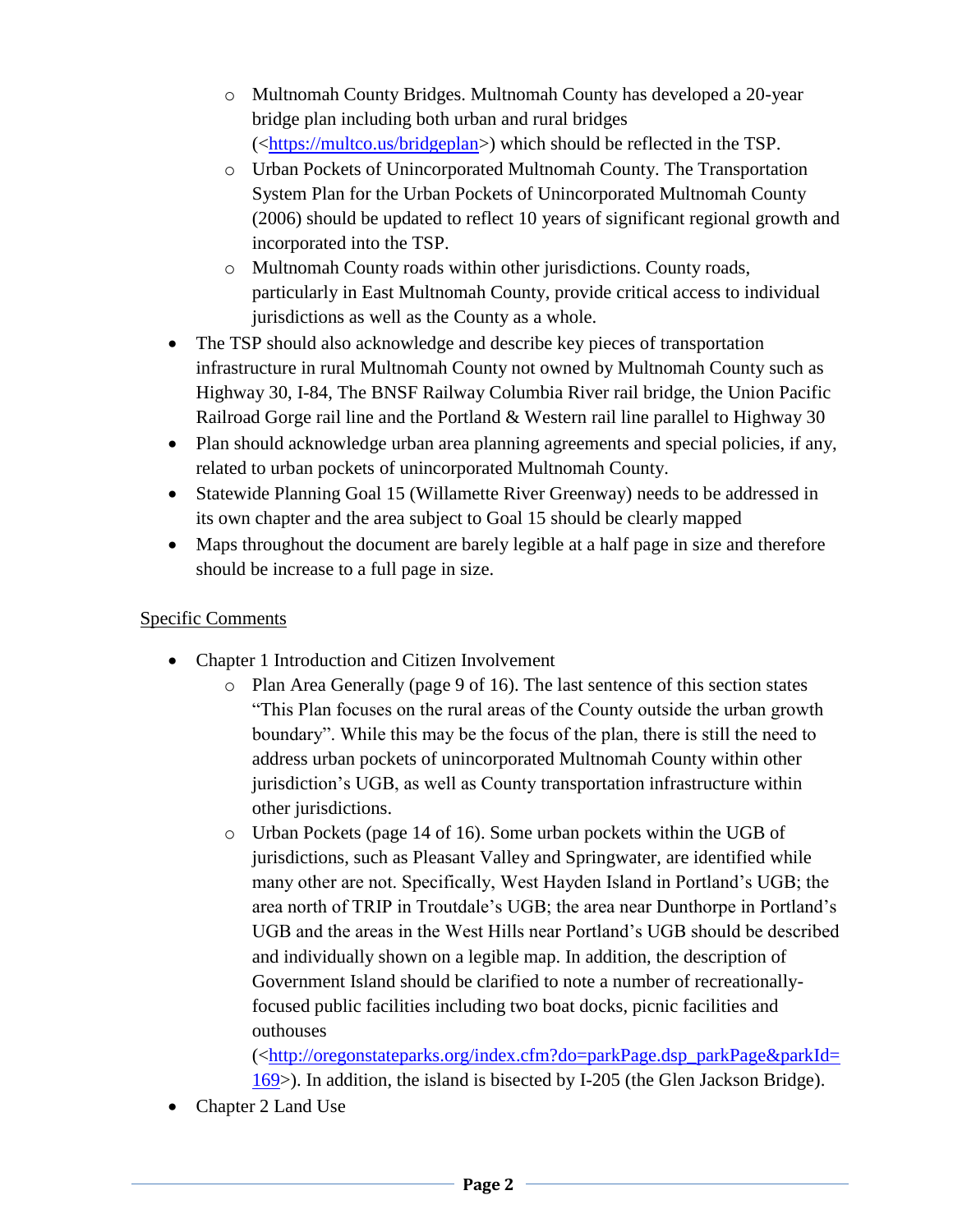- Multnomah County Bridges. Multnomah County has developed a 20-year bridge plan including both urban and rural bridges (<https://multco.us/bridgeplan>) which should be reflected in the TSP.
    - Urban Pockets of Unincorporated Multnomah County. The Transportation System Plan for the Urban Pockets of Unincorporated Multnomah County (2006) should be updated to reflect 10 years of significant regional growth and incorporated into the TSP.
    - Multnomah County roads within other jurisdictions. County roads, particularly in East Multnomah County, provide critical access to individual jurisdictions as well as the County as a whole.
- The TSP should also acknowledge and describe key pieces of transportation infrastructure in rural Multnomah County not owned by Multnomah County such as Highway 30, I-84, The BNSF Railway Columbia River rail bridge, the Union Pacific Railroad Gorge rail line and the Portland & Western rail line parallel to Highway 30
- Plan should acknowledge urban area planning agreements and special policies, if any, related to urban pockets of unincorporated Multnomah County.
- Statewide Planning Goal 15 (Willamette River Greenway) needs to be addressed in its own chapter and the area subject to Goal 15 should be clearly mapped
- Maps throughout the document are barely legible at a half page in size and therefore should be increase to a full page in size.

<u>Specific Comments</u>

- Chapter 1 Introduction and Citizen Involvement
    - Plan Area Generally (page 9 of 16). The last sentence of this section states "This Plan focuses on the rural areas of the County outside the urban growth boundary". While this may be the focus of the plan, there is still the need to address urban pockets of unincorporated Multnomah County within other jurisdiction's UGB, as well as County transportation infrastructure within other jurisdictions.
    - Urban Pockets (page 14 of 16). Some urban pockets within the UGB of jurisdictions, such as Pleasant Valley and Springwater, are identified while many other are not. Specifically, West Hayden Island in Portland's UGB; the area north of TRIP in Troutdale's UGB; the area near Dunthorpe in Portland's UGB and the areas in the West Hills near Portland's UGB should be described and individually shown on a legible map. In addition, the description of Government Island should be clarified to note a number of recreationally-focused public facilities including two boat docks, picnic facilities and outhouses (<http://oregonstateparks.org/index.cfm?do=parkPage.dsp_parkPage&parkId=169>). In addition, the island is bisected by I-205 (the Glen Jackson Bridge).
- Chapter 2 Land Use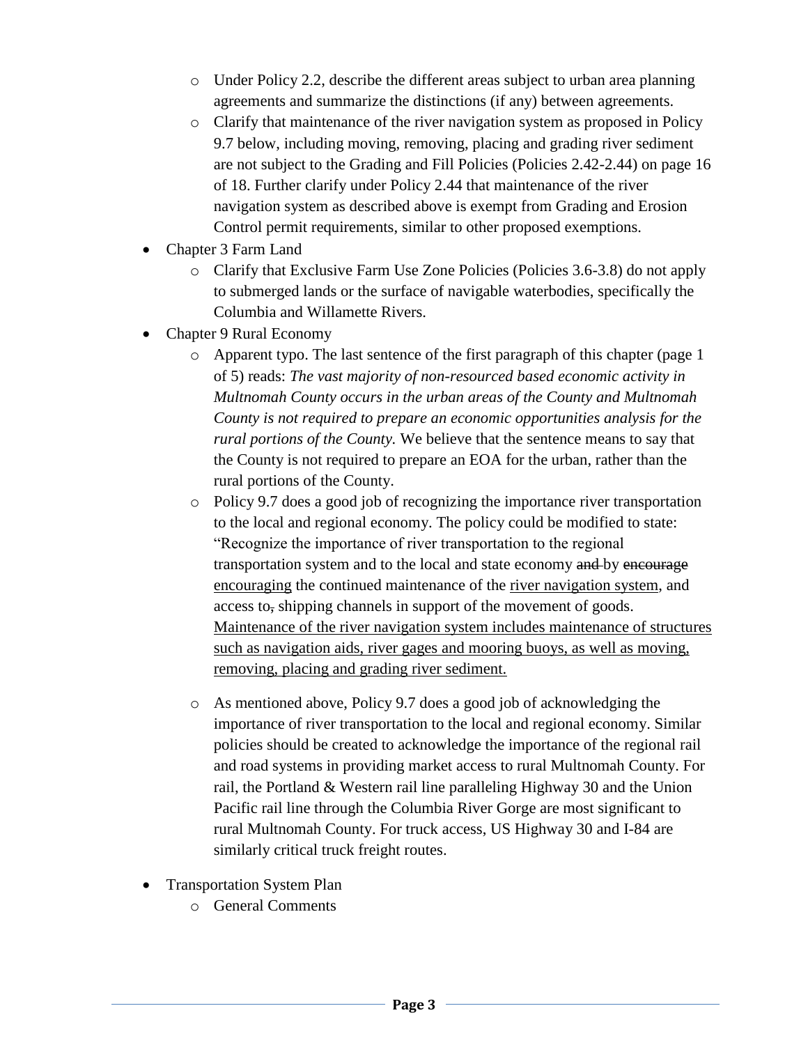- Under Policy 2.2, describe the different areas subject to urban area planning agreements and summarize the distinctions (if any) between agreements.
  - Clarify that maintenance of the river navigation system as proposed in Policy 9.7 below, including moving, removing, placing and grading river sediment are not subject to the Grading and Fill Policies (Policies 2.42-2.44) on page 16 of 18. Further clarify under Policy 2.44 that maintenance of the river navigation system as described above is exempt from Grading and Erosion Control permit requirements, similar to other proposed exemptions.
- Chapter 3 Farm Land
  - Clarify that Exclusive Farm Use Zone Policies (Policies 3.6-3.8) do not apply to submerged lands or the surface of navigable waterbodies, specifically the Columbia and Willamette Rivers.
- Chapter 9 Rural Economy
  - Apparent typo. The last sentence of the first paragraph of this chapter (page 1 of 5) reads: *The vast majority of non-resourced based economic activity in Multnomah County occurs in the urban areas of the County and Multnomah County is not required to prepare an economic opportunities analysis for the rural portions of the County.* We believe that the sentence means to say that the County is not required to prepare an EOA for the urban, rather than the rural portions of the County.
  - Policy 9.7 does a good job of recognizing the importance river transportation to the local and regional economy. The policy could be modified to state: "Recognize the importance of river transportation to the regional transportation system and to the local and state economy ~~and~~ by ~~encourage~~ <u>encouraging</u> the continued maintenance of the <u>river navigation system</u>, and access to~~,~~ shipping channels in support of the movement of goods. <u>Maintenance of the river navigation system includes maintenance of structures such as navigation aids, river gages and mooring buoys, as well as moving, removing, placing and grading river sediment.</u>
  - As mentioned above, Policy 9.7 does a good job of acknowledging the importance of river transportation to the local and regional economy. Similar policies should be created to acknowledge the importance of the regional rail and road systems in providing market access to rural Multnomah County. For rail, the Portland & Western rail line paralleling Highway 30 and the Union Pacific rail line through the Columbia River Gorge are most significant to rural Multnomah County. For truck access, US Highway 30 and I-84 are similarly critical truck freight routes.
- Transportation System Plan
  - General Comments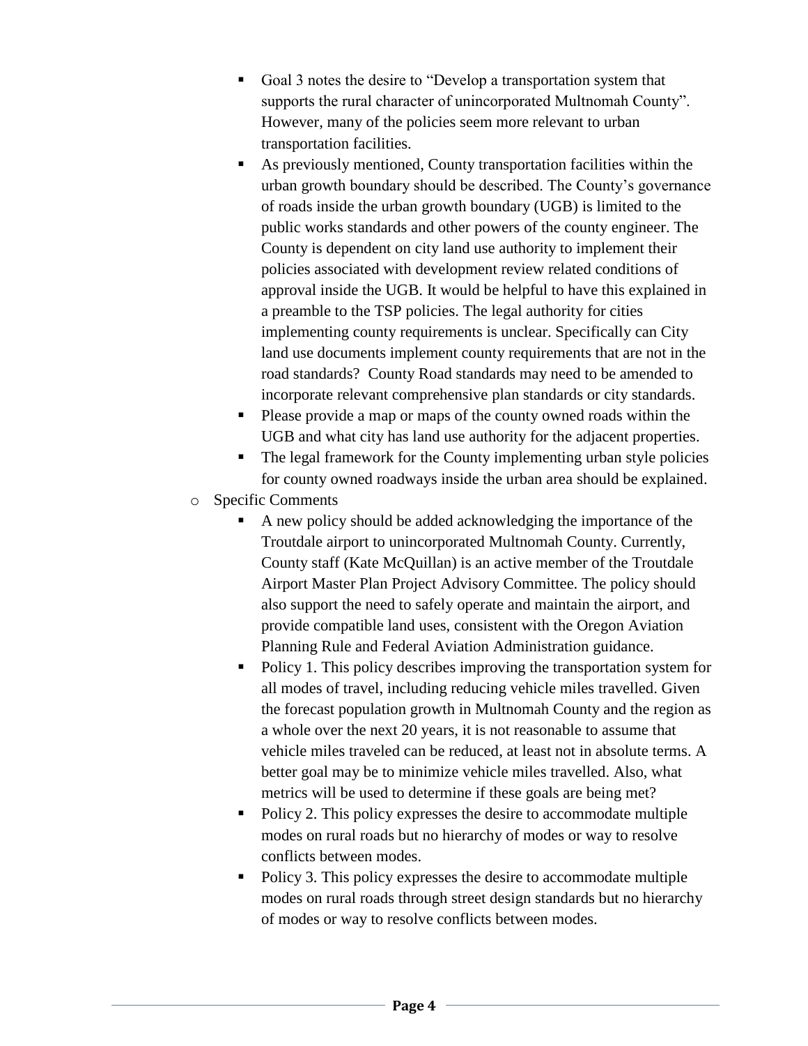- Goal 3 notes the desire to "Develop a transportation system that supports the rural character of unincorporated Multnomah County". However, many of the policies seem more relevant to urban transportation facilities.
    - As previously mentioned, County transportation facilities within the urban growth boundary should be described. The County's governance of roads inside the urban growth boundary (UGB) is limited to the public works standards and other powers of the county engineer. The County is dependent on city land use authority to implement their policies associated with development review related conditions of approval inside the UGB. It would be helpful to have this explained in a preamble to the TSP policies. The legal authority for cities implementing county requirements is unclear. Specifically can City land use documents implement county requirements that are not in the road standards? County Road standards may need to be amended to incorporate relevant comprehensive plan standards or city standards.
    - Please provide a map or maps of the county owned roads within the UGB and what city has land use authority for the adjacent properties.
    - The legal framework for the County implementing urban style policies for county owned roadways inside the urban area should be explained.
  - Specific Comments
    - A new policy should be added acknowledging the importance of the Troutdale airport to unincorporated Multnomah County. Currently, County staff (Kate McQuillan) is an active member of the Troutdale Airport Master Plan Project Advisory Committee. The policy should also support the need to safely operate and maintain the airport, and provide compatible land uses, consistent with the Oregon Aviation Planning Rule and Federal Aviation Administration guidance.
    - Policy 1. This policy describes improving the transportation system for all modes of travel, including reducing vehicle miles travelled. Given the forecast population growth in Multnomah County and the region as a whole over the next 20 years, it is not reasonable to assume that vehicle miles traveled can be reduced, at least not in absolute terms. A better goal may be to minimize vehicle miles travelled. Also, what metrics will be used to determine if these goals are being met?
    - Policy 2. This policy expresses the desire to accommodate multiple modes on rural roads but no hierarchy of modes or way to resolve conflicts between modes.
    - Policy 3. This policy expresses the desire to accommodate multiple modes on rural roads through street design standards but no hierarchy of modes or way to resolve conflicts between modes.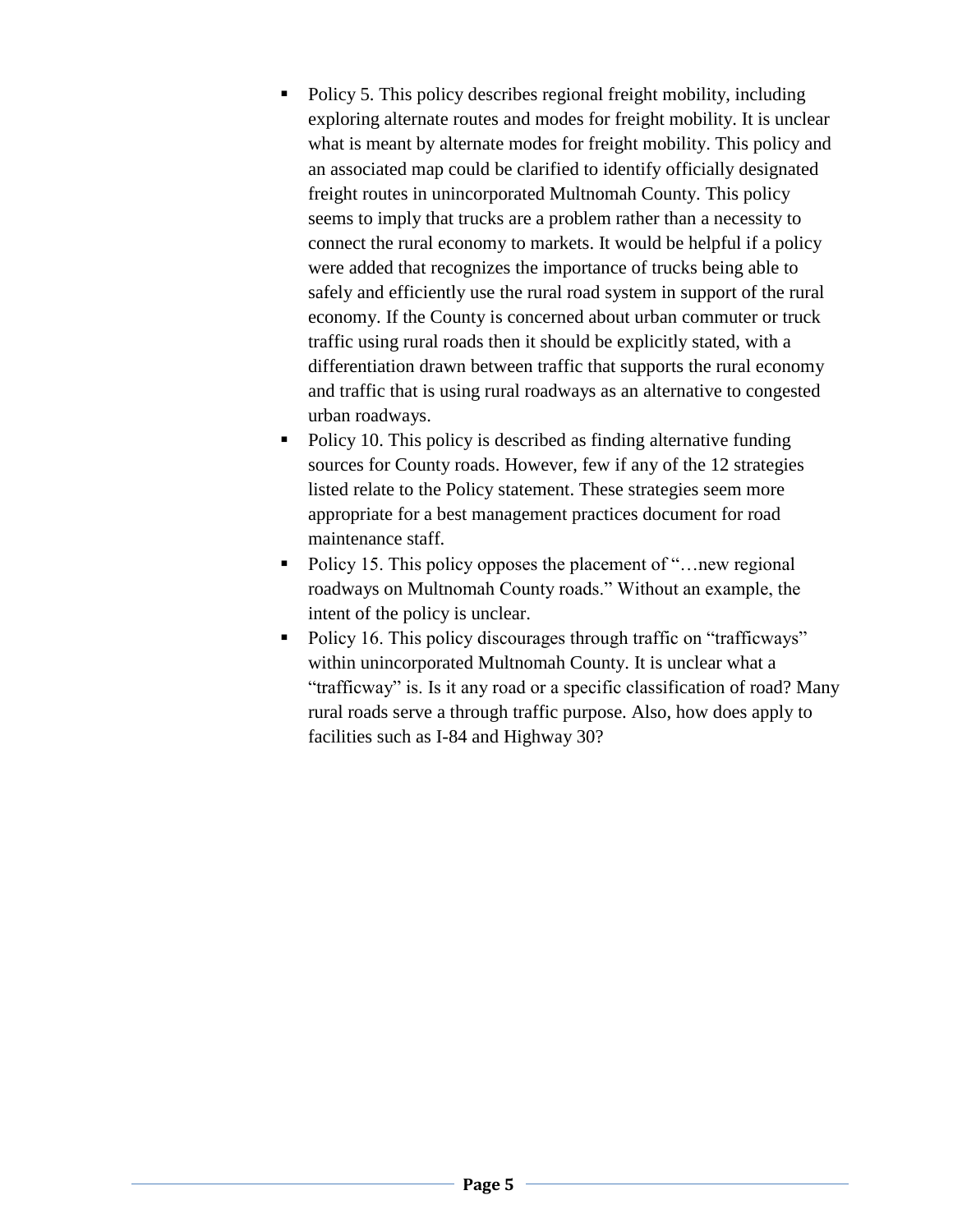- Policy 5. This policy describes regional freight mobility, including exploring alternate routes and modes for freight mobility. It is unclear what is meant by alternate modes for freight mobility. This policy and an associated map could be clarified to identify officially designated freight routes in unincorporated Multnomah County. This policy seems to imply that trucks are a problem rather than a necessity to connect the rural economy to markets. It would be helpful if a policy were added that recognizes the importance of trucks being able to safely and efficiently use the rural road system in support of the rural economy. If the County is concerned about urban commuter or truck traffic using rural roads then it should be explicitly stated, with a differentiation drawn between traffic that supports the rural economy and traffic that is using rural roadways as an alternative to congested urban roadways.
- Policy 10. This policy is described as finding alternative funding sources for County roads. However, few if any of the 12 strategies listed relate to the Policy statement. These strategies seem more appropriate for a best management practices document for road maintenance staff.
- Policy 15. This policy opposes the placement of "…new regional roadways on Multnomah County roads." Without an example, the intent of the policy is unclear.
- Policy 16. This policy discourages through traffic on "trafficways" within unincorporated Multnomah County. It is unclear what a "trafficway" is. Is it any road or a specific classification of road? Many rural roads serve a through traffic purpose. Also, how does apply to facilities such as I-84 and Highway 30?